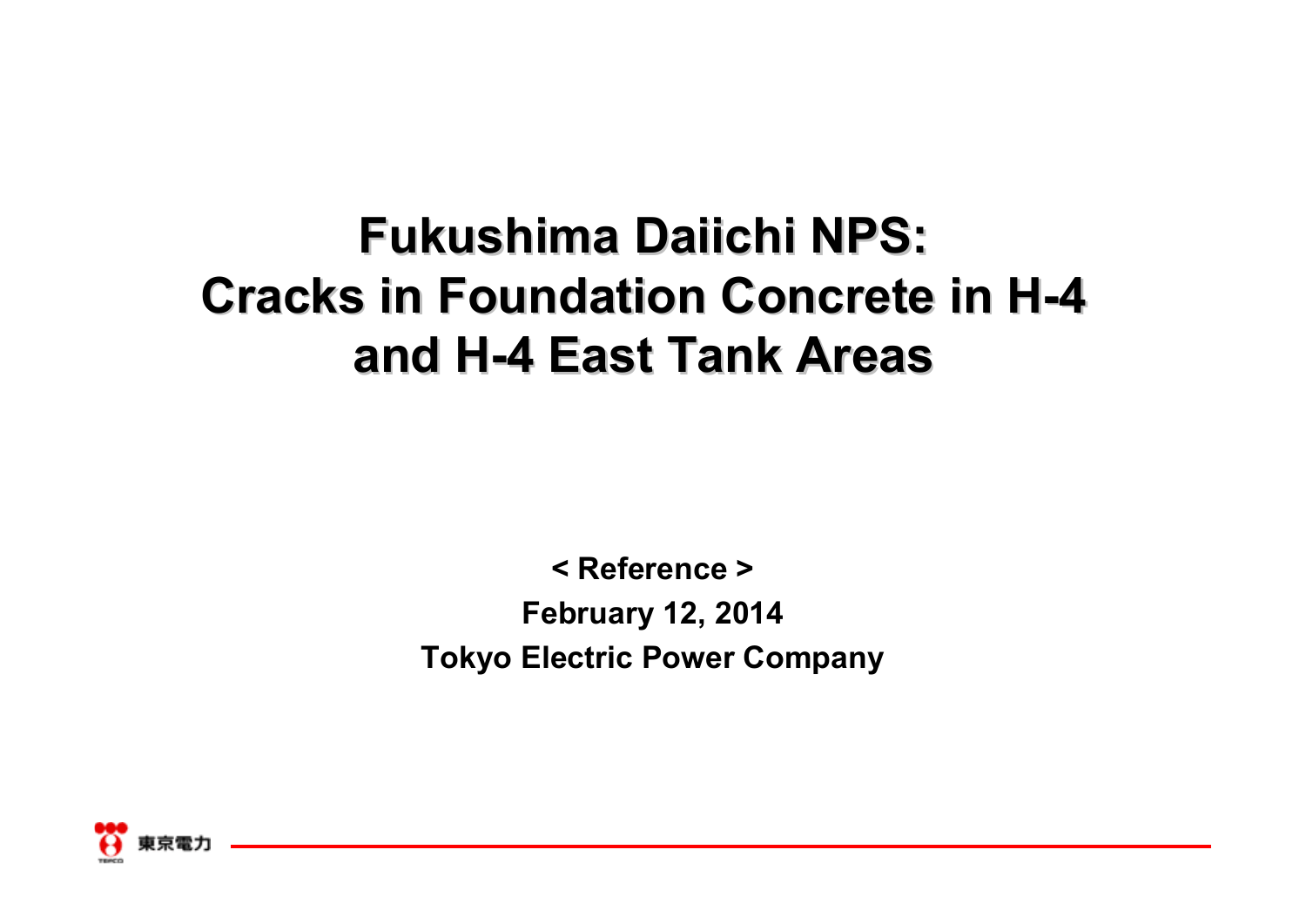# Fukushima Daiichi NPS: Cracks in Foundation Concrete in H-4 and H-4 East Tank Areas

**< Reference >**

**February 12, 2014**

**Tokyo Electric Power Company**

東京電力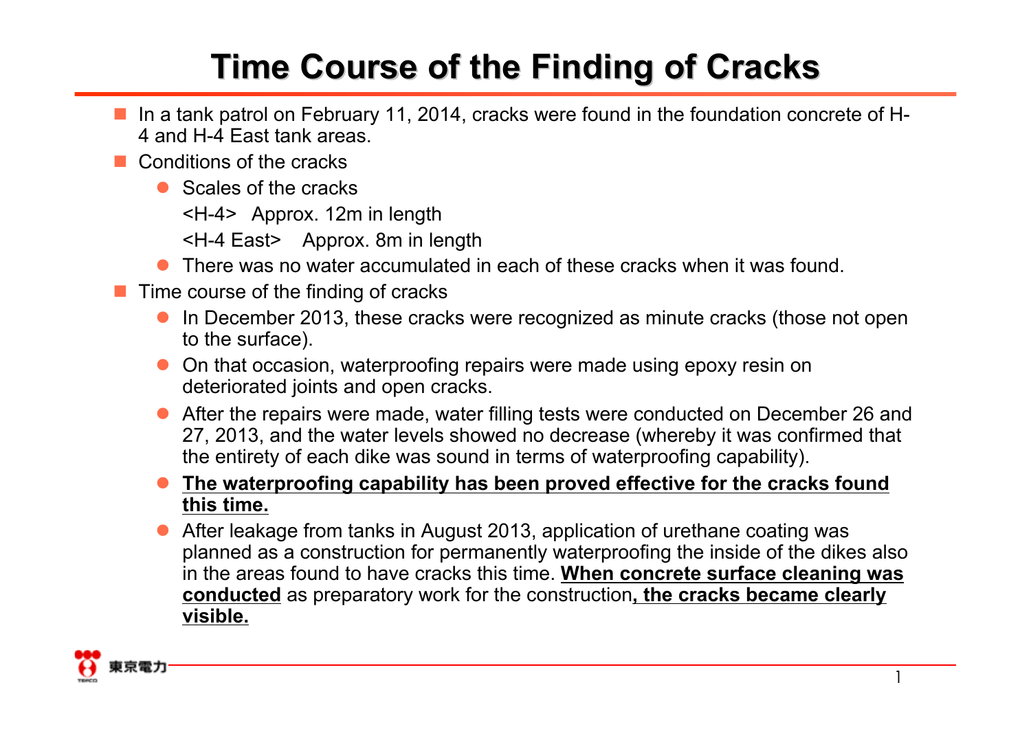# Time Course of the Finding of Cracks

- In a tank patrol on February 11, 2014, cracks were found in the foundation concrete of H-4 and H-4 East tank areas.
- Conditions of the cracks
  - Scales of the cracks

    <H-4> Approx. 12m in length

    <H-4 East> Approx. 8m in length
  - There was no water accumulated in each of these cracks when it was found.
- Time course of the finding of cracks
  - In December 2013, these cracks were recognized as minute cracks (those not open to the surface).
  - On that occasion, waterproofing repairs were made using epoxy resin on deteriorated joints and open cracks.
  - After the repairs were made, water filling tests were conducted on December 26 and 27, 2013, and the water levels showed no decrease (whereby it was confirmed that the entirety of each dike was sound in terms of waterproofing capability).
  - **<u>The waterproofing capability has been proved effective for the cracks found this time.</u>**
  - After leakage from tanks in August 2013, application of urethane coating was planned as a construction for permanently waterproofing the inside of the dikes also in the areas found to have cracks this time. **<u>When concrete surface cleaning was conducted</u>** as preparatory work for the construction**<u>, the cracks became clearly visible.</u>**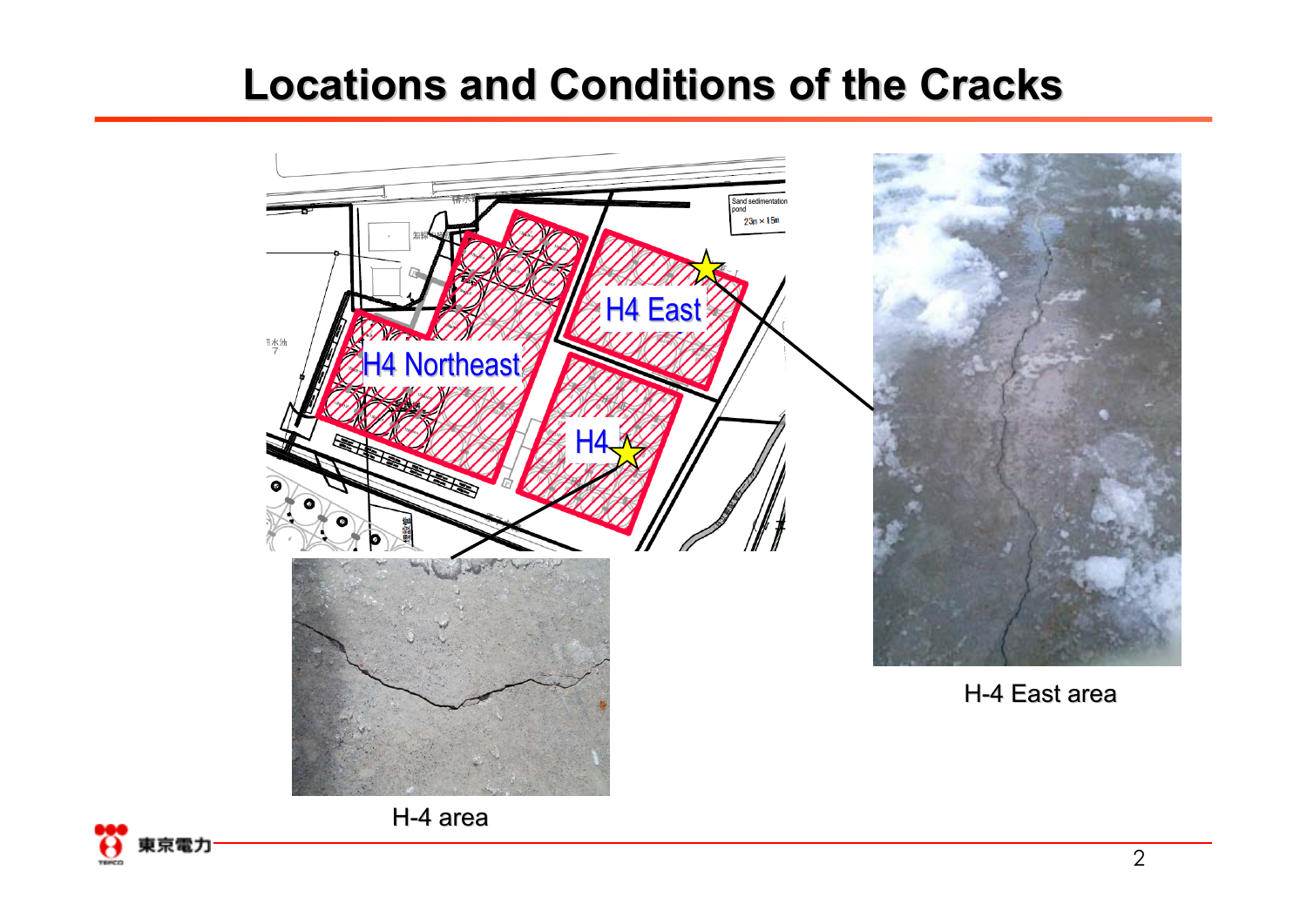# Locations and Conditions of the Cracks

H4 Northeast

H4 East

H4

Sand sedimentation pond 23m × 15m

H-4 area

H-4 East area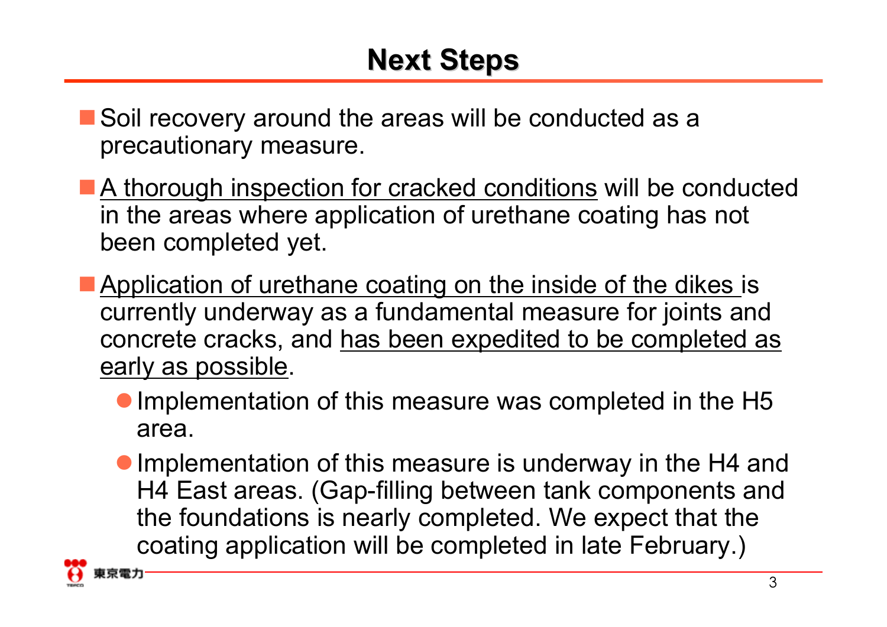# Next Steps

- Soil recovery around the areas will be conducted as a precautionary measure.
- <u>A thorough inspection for cracked conditions</u> will be conducted in the areas where application of urethane coating has not been completed yet.
- <u>Application of urethane coating on the inside of the dikes</u> is currently underway as a fundamental measure for joints and concrete cracks, and <u>has been expedited to be completed as early as possible</u>.
  - Implementation of this measure was completed in the H5 area.
  - Implementation of this measure is underway in the H4 and H4 East areas. (Gap-filling between tank components and the foundations is nearly completed. We expect that the coating application will be completed in late February.)